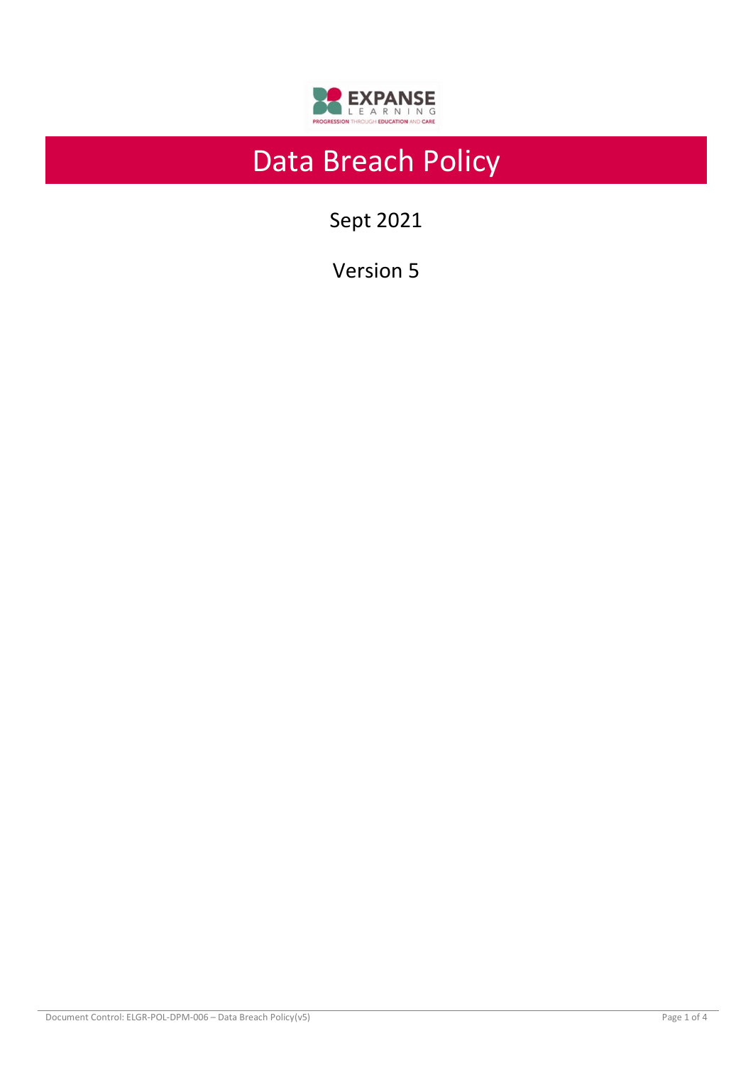# Data Breach Policy

Sept 2021

Version 5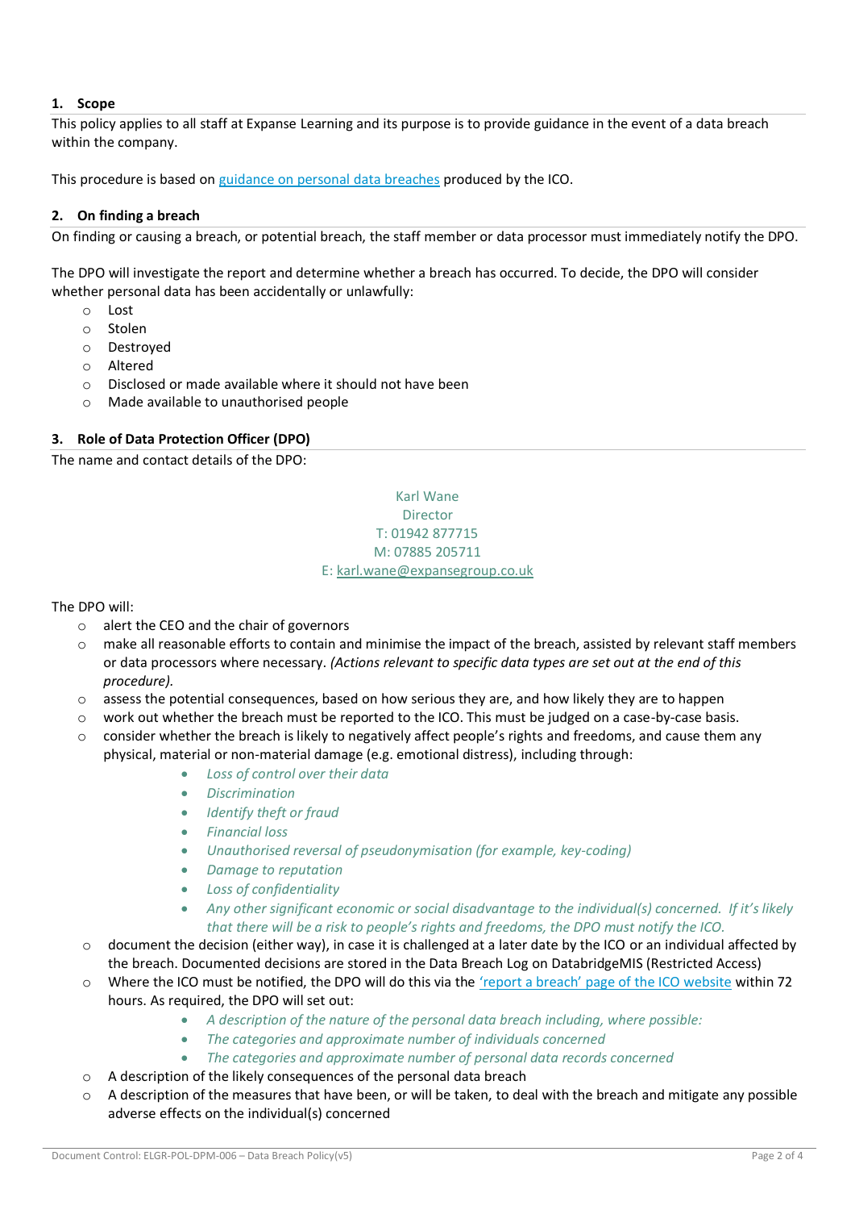## 1. Scope

This policy applies to all staff at Expanse Learning and its purpose is to provide guidance in the event of a data breach within the company.

This procedure is based on [guidance on personal data breaches]() produced by the ICO.

## 2. On finding a breach

On finding or causing a breach, or potential breach, the staff member or data processor must immediately notify the DPO.

The DPO will investigate the report and determine whether a breach has occurred. To decide, the DPO will consider whether personal data has been accidentally or unlawfully:

- Lost
- Stolen
- Destroyed
- Altered
- Disclosed or made available where it should not have been
- Made available to unauthorised people

## 3. Role of Data Protection Officer (DPO)

The name and contact details of the DPO:

Karl Wane
Director
T: 01942 877715
M: 07885 205711
E: karl.wane@expansegroup.co.uk

The DPO will:

- alert the CEO and the chair of governors
- make all reasonable efforts to contain and minimise the impact of the breach, assisted by relevant staff members or data processors where necessary. *(Actions relevant to specific data types are set out at the end of this procedure).*
- assess the potential consequences, based on how serious they are, and how likely they are to happen
- work out whether the breach must be reported to the ICO. This must be judged on a case-by-case basis.
- consider whether the breach is likely to negatively affect people's rights and freedoms, and cause them any physical, material or non-material damage (e.g. emotional distress), including through:
  - *Loss of control over their data*
  - *Discrimination*
  - *Identify theft or fraud*
  - *Financial loss*
  - *Unauthorised reversal of pseudonymisation (for example, key-coding)*
  - *Damage to reputation*
  - *Loss of confidentiality*
  - *Any other significant economic or social disadvantage to the individual(s) concerned. If it's likely that there will be a risk to people's rights and freedoms, the DPO must notify the ICO.*
- document the decision (either way), in case it is challenged at a later date by the ICO or an individual affected by the breach. Documented decisions are stored in the Data Breach Log on DatabridgeMIS (Restricted Access)
- Where the ICO must be notified, the DPO will do this via the ['report a breach' page of the ICO website]() within 72 hours. As required, the DPO will set out:
  - *A description of the nature of the personal data breach including, where possible:*
  - *The categories and approximate number of individuals concerned*
  - *The categories and approximate number of personal data records concerned*
- A description of the likely consequences of the personal data breach
- A description of the measures that have been, or will be taken, to deal with the breach and mitigate any possible adverse effects on the individual(s) concerned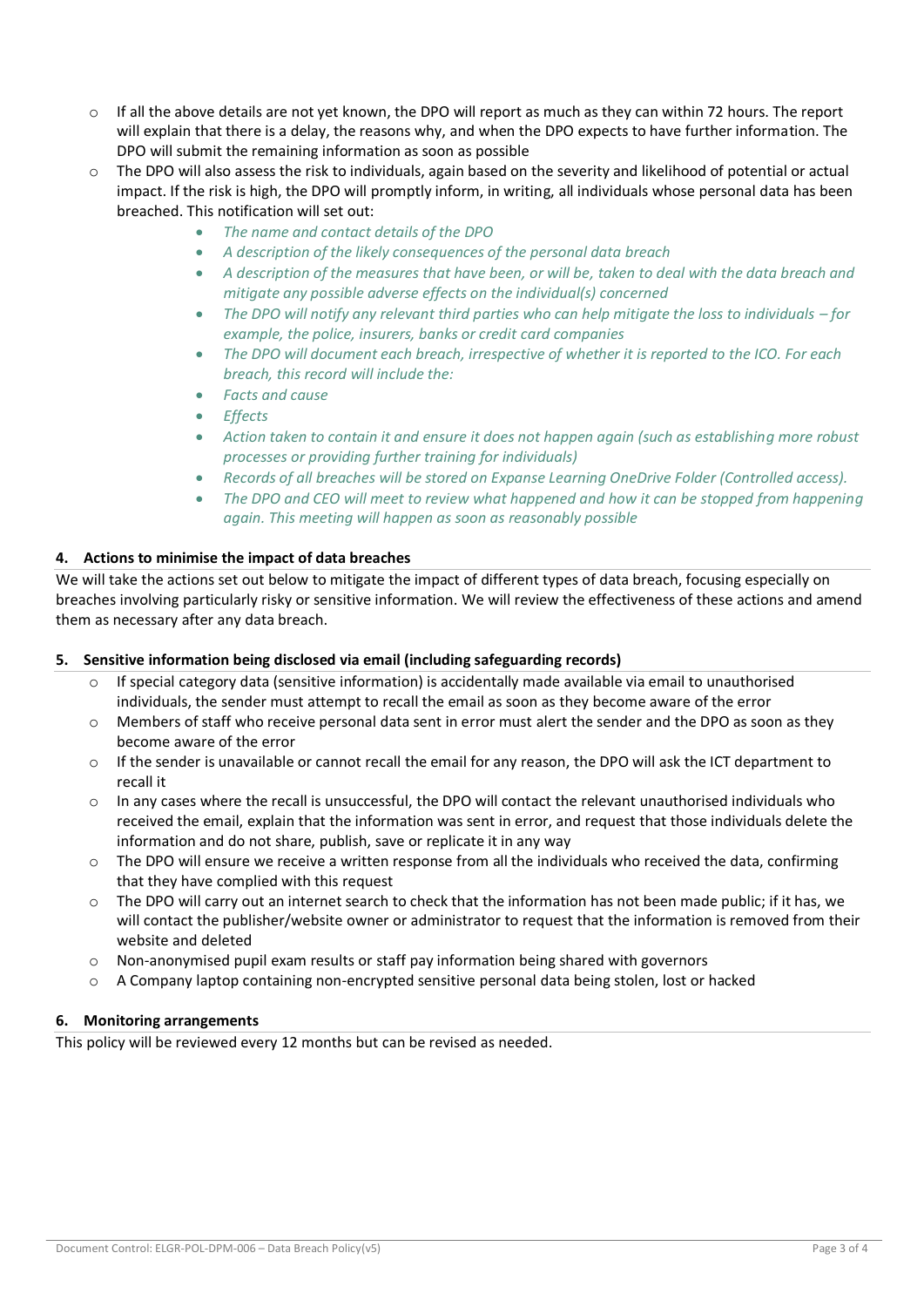- If all the above details are not yet known, the DPO will report as much as they can within 72 hours. The report will explain that there is a delay, the reasons why, and when the DPO expects to have further information. The DPO will submit the remaining information as soon as possible
- The DPO will also assess the risk to individuals, again based on the severity and likelihood of potential or actual impact. If the risk is high, the DPO will promptly inform, in writing, all individuals whose personal data has been breached. This notification will set out:
    - *The name and contact details of the DPO*
    - *A description of the likely consequences of the personal data breach*
    - *A description of the measures that have been, or will be, taken to deal with the data breach and mitigate any possible adverse effects on the individual(s) concerned*
    - *The DPO will notify any relevant third parties who can help mitigate the loss to individuals – for example, the police, insurers, banks or credit card companies*
    - *The DPO will document each breach, irrespective of whether it is reported to the ICO. For each breach, this record will include the:*
    - *Facts and cause*
    - *Effects*
    - *Action taken to contain it and ensure it does not happen again (such as establishing more robust processes or providing further training for individuals)*
    - *Records of all breaches will be stored on Expanse Learning OneDrive Folder (Controlled access).*
    - *The DPO and CEO will meet to review what happened and how it can be stopped from happening again. This meeting will happen as soon as reasonably possible*

## 4. Actions to minimise the impact of data breaches

We will take the actions set out below to mitigate the impact of different types of data breach, focusing especially on breaches involving particularly risky or sensitive information. We will review the effectiveness of these actions and amend them as necessary after any data breach.

## 5. Sensitive information being disclosed via email (including safeguarding records)

- If special category data (sensitive information) is accidentally made available via email to unauthorised individuals, the sender must attempt to recall the email as soon as they become aware of the error
- Members of staff who receive personal data sent in error must alert the sender and the DPO as soon as they become aware of the error
- If the sender is unavailable or cannot recall the email for any reason, the DPO will ask the ICT department to recall it
- In any cases where the recall is unsuccessful, the DPO will contact the relevant unauthorised individuals who received the email, explain that the information was sent in error, and request that those individuals delete the information and do not share, publish, save or replicate it in any way
- The DPO will ensure we receive a written response from all the individuals who received the data, confirming that they have complied with this request
- The DPO will carry out an internet search to check that the information has not been made public; if it has, we will contact the publisher/website owner or administrator to request that the information is removed from their website and deleted
- Non-anonymised pupil exam results or staff pay information being shared with governors
- A Company laptop containing non-encrypted sensitive personal data being stolen, lost or hacked

## 6. Monitoring arrangements

This policy will be reviewed every 12 months but can be revised as needed.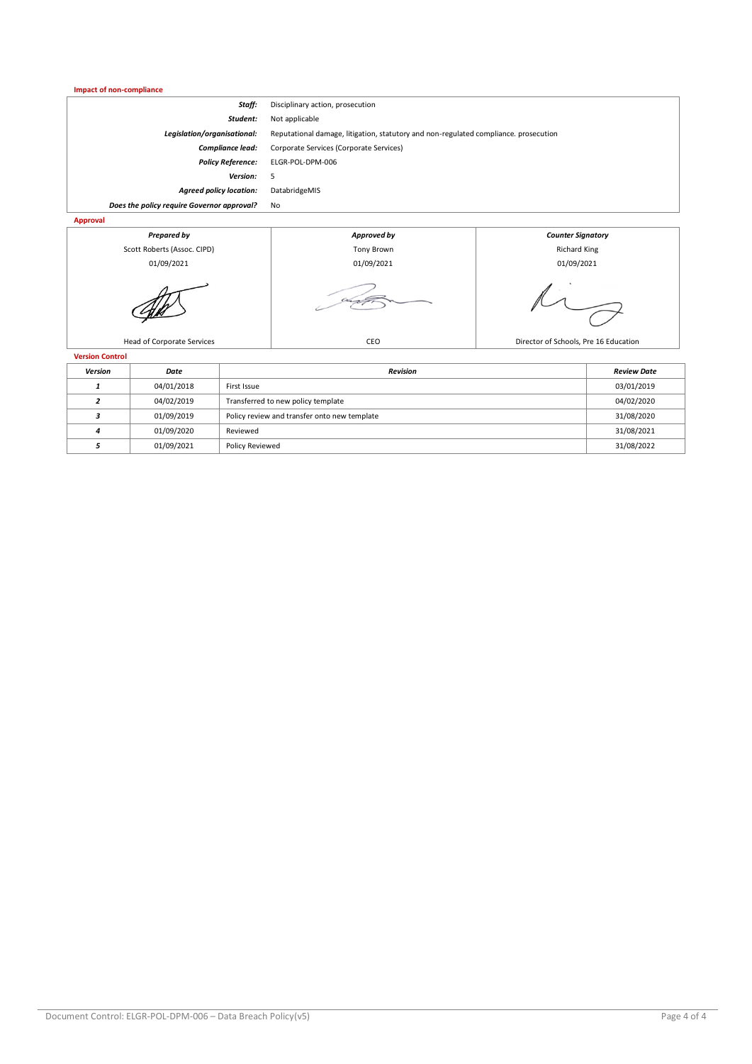**Impact of non-compliance**

| | |
|---|---|
| ***Staff:*** | Disciplinary action, prosecution |
| ***Student:*** | Not applicable |
| ***Legislation/organisational:*** | Reputational damage, litigation, statutory and non-regulated compliance. prosecution |
| ***Compliance lead:*** | Corporate Services (Corporate Services) |
| ***Policy Reference:*** | ELGR-POL-DPM-006 |
| ***Version:*** | 5 |
| ***Agreed policy location:*** | DatabridgeMIS |
| ***Does the policy require Governor approval?*** | No |

**Approval**

| *Prepared by* | *Approved by* | *Counter Signatory* |
|---|---|---|
| Scott Roberts (Assoc. CIPD) | Tony Brown | Richard King |
| 01/09/2021 | 01/09/2021 | 01/09/2021 |
| Head of Corporate Services | CEO | Director of Schools, Pre 16 Education |

**Version Control**

| *Version* | *Date* | *Revision* | *Review Date* |
|---|---|---|---|
| *1* | 04/01/2018 | First Issue | 03/01/2019 |
| *2* | 04/02/2019 | Transferred to new policy template | 04/02/2020 |
| *3* | 01/09/2019 | Policy review and transfer onto new template | 31/08/2020 |
| *4* | 01/09/2020 | Reviewed | 31/08/2021 |
| *5* | 01/09/2021 | Policy Reviewed | 31/08/2022 |